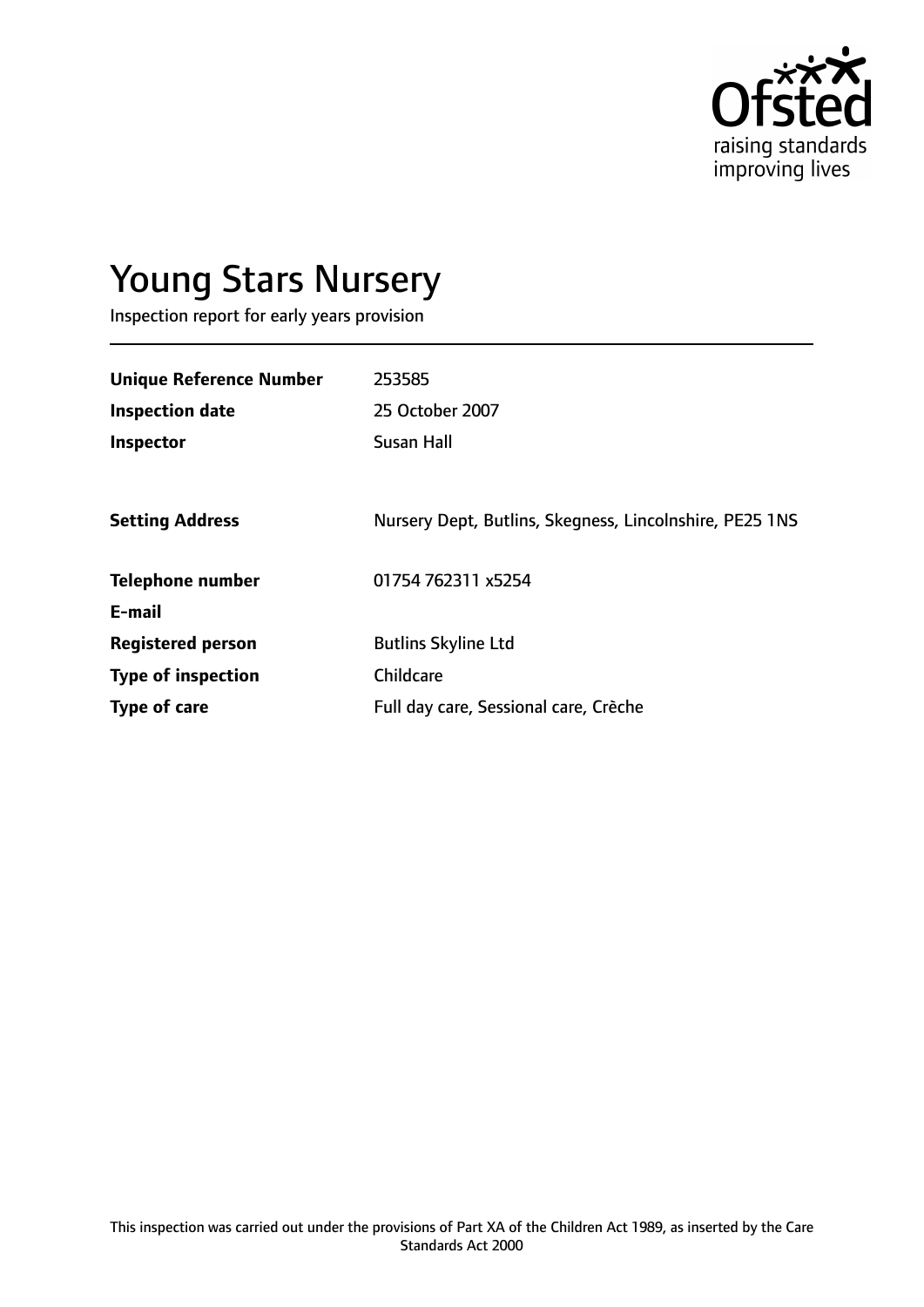# Young Stars Nursery

Inspection report for early years provision

| | |
|---|---|
| **Unique Reference Number** | 253585 |
| **Inspection date** | 25 October 2007 |
| **Inspector** | Susan Hall |
| | |
| **Setting Address** | Nursery Dept, Butlins, Skegness, Lincolnshire, PE25 1NS |
| | |
| **Telephone number** | 01754 762311 x5254 |
| **E-mail** | |
| **Registered person** | Butlins Skyline Ltd |
| **Type of inspection** | Childcare |
| **Type of care** | Full day care, Sessional care, Crèche |

This inspection was carried out under the provisions of Part XA of the Children Act 1989, as inserted by the Care Standards Act 2000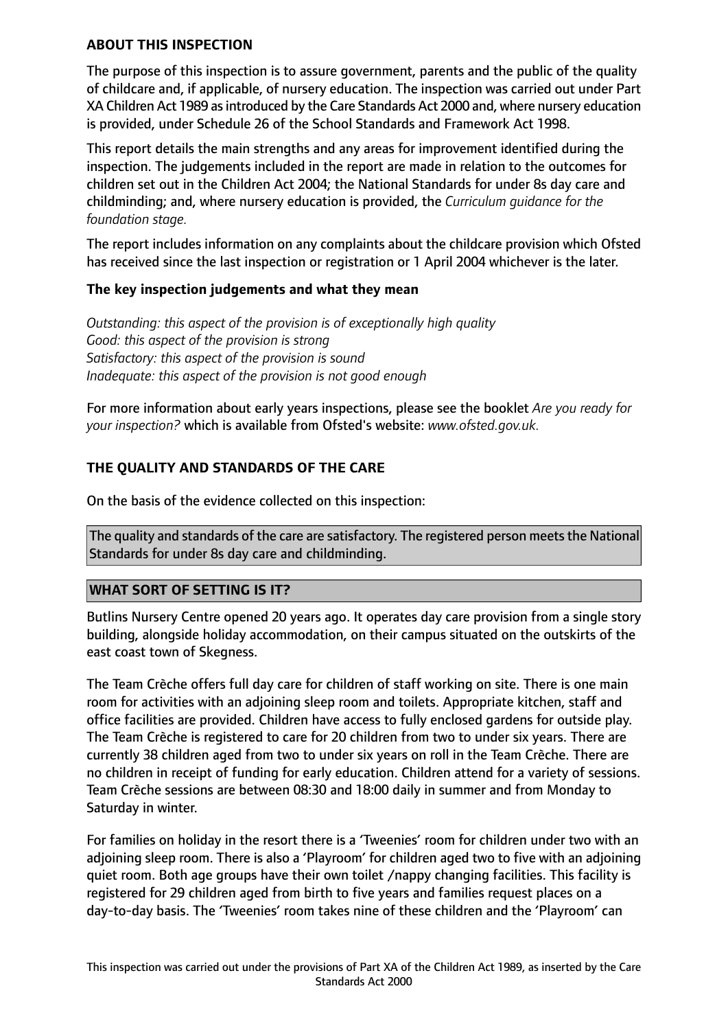## ABOUT THIS INSPECTION

The purpose of this inspection is to assure government, parents and the public of the quality of childcare and, if applicable, of nursery education. The inspection was carried out under Part XA Children Act 1989 as introduced by the Care Standards Act 2000 and, where nursery education is provided, under Schedule 26 of the School Standards and Framework Act 1998.

This report details the main strengths and any areas for improvement identified during the inspection. The judgements included in the report are made in relation to the outcomes for children set out in the Children Act 2004; the National Standards for under 8s day care and childminding; and, where nursery education is provided, the *Curriculum guidance for the foundation stage.*

The report includes information on any complaints about the childcare provision which Ofsted has received since the last inspection or registration or 1 April 2004 whichever is the later.

### The key inspection judgements and what they mean

*Outstanding: this aspect of the provision is of exceptionally high quality*
*Good: this aspect of the provision is strong*
*Satisfactory: this aspect of the provision is sound*
*Inadequate: this aspect of the provision is not good enough*

For more information about early years inspections, please see the booklet *Are you ready for your inspection?* which is available from Ofsted's website: *www.ofsted.gov.uk.*

## THE QUALITY AND STANDARDS OF THE CARE

On the basis of the evidence collected on this inspection:

The quality and standards of the care are satisfactory. The registered person meets the National Standards for under 8s day care and childminding.

## WHAT SORT OF SETTING IS IT?

Butlins Nursery Centre opened 20 years ago. It operates day care provision from a single story building, alongside holiday accommodation, on their campus situated on the outskirts of the east coast town of Skegness.

The Team Crèche offers full day care for children of staff working on site. There is one main room for activities with an adjoining sleep room and toilets. Appropriate kitchen, staff and office facilities are provided. Children have access to fully enclosed gardens for outside play. The Team Crèche is registered to care for 20 children from two to under six years. There are currently 38 children aged from two to under six years on roll in the Team Crèche. There are no children in receipt of funding for early education. Children attend for a variety of sessions. Team Crèche sessions are between 08:30 and 18:00 daily in summer and from Monday to Saturday in winter.

For families on holiday in the resort there is a 'Tweenies' room for children under two with an adjoining sleep room. There is also a 'Playroom' for children aged two to five with an adjoining quiet room. Both age groups have their own toilet /nappy changing facilities. This facility is registered for 29 children aged from birth to five years and families request places on a day-to-day basis. The 'Tweenies' room takes nine of these children and the 'Playroom' can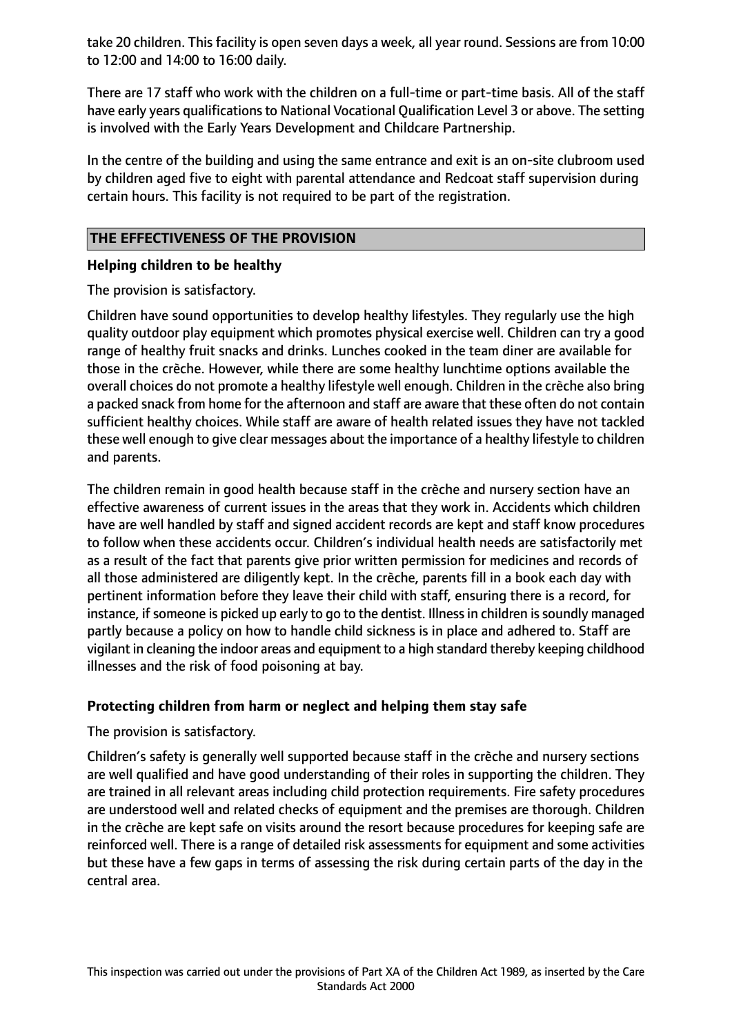take 20 children. This facility is open seven days a week, all year round. Sessions are from 10:00 to 12:00 and 14:00 to 16:00 daily.

There are 17 staff who work with the children on a full-time or part-time basis. All of the staff have early years qualifications to National Vocational Qualification Level 3 or above. The setting is involved with the Early Years Development and Childcare Partnership.

In the centre of the building and using the same entrance and exit is an on-site clubroom used by children aged five to eight with parental attendance and Redcoat staff supervision during certain hours. This facility is not required to be part of the registration.

## THE EFFECTIVENESS OF THE PROVISION

### Helping children to be healthy

The provision is satisfactory.

Children have sound opportunities to develop healthy lifestyles. They regularly use the high quality outdoor play equipment which promotes physical exercise well. Children can try a good range of healthy fruit snacks and drinks. Lunches cooked in the team diner are available for those in the crèche. However, while there are some healthy lunchtime options available the overall choices do not promote a healthy lifestyle well enough. Children in the crèche also bring a packed snack from home for the afternoon and staff are aware that these often do not contain sufficient healthy choices. While staff are aware of health related issues they have not tackled these well enough to give clear messages about the importance of a healthy lifestyle to children and parents.

The children remain in good health because staff in the crèche and nursery section have an effective awareness of current issues in the areas that they work in. Accidents which children have are well handled by staff and signed accident records are kept and staff know procedures to follow when these accidents occur. Children's individual health needs are satisfactorily met as a result of the fact that parents give prior written permission for medicines and records of all those administered are diligently kept. In the crèche, parents fill in a book each day with pertinent information before they leave their child with staff, ensuring there is a record, for instance, if someone is picked up early to go to the dentist. Illness in children is soundly managed partly because a policy on how to handle child sickness is in place and adhered to. Staff are vigilant in cleaning the indoor areas and equipment to a high standard thereby keeping childhood illnesses and the risk of food poisoning at bay.

### Protecting children from harm or neglect and helping them stay safe

The provision is satisfactory.

Children's safety is generally well supported because staff in the crèche and nursery sections are well qualified and have good understanding of their roles in supporting the children. They are trained in all relevant areas including child protection requirements. Fire safety procedures are understood well and related checks of equipment and the premises are thorough. Children in the crèche are kept safe on visits around the resort because procedures for keeping safe are reinforced well. There is a range of detailed risk assessments for equipment and some activities but these have a few gaps in terms of assessing the risk during certain parts of the day in the central area.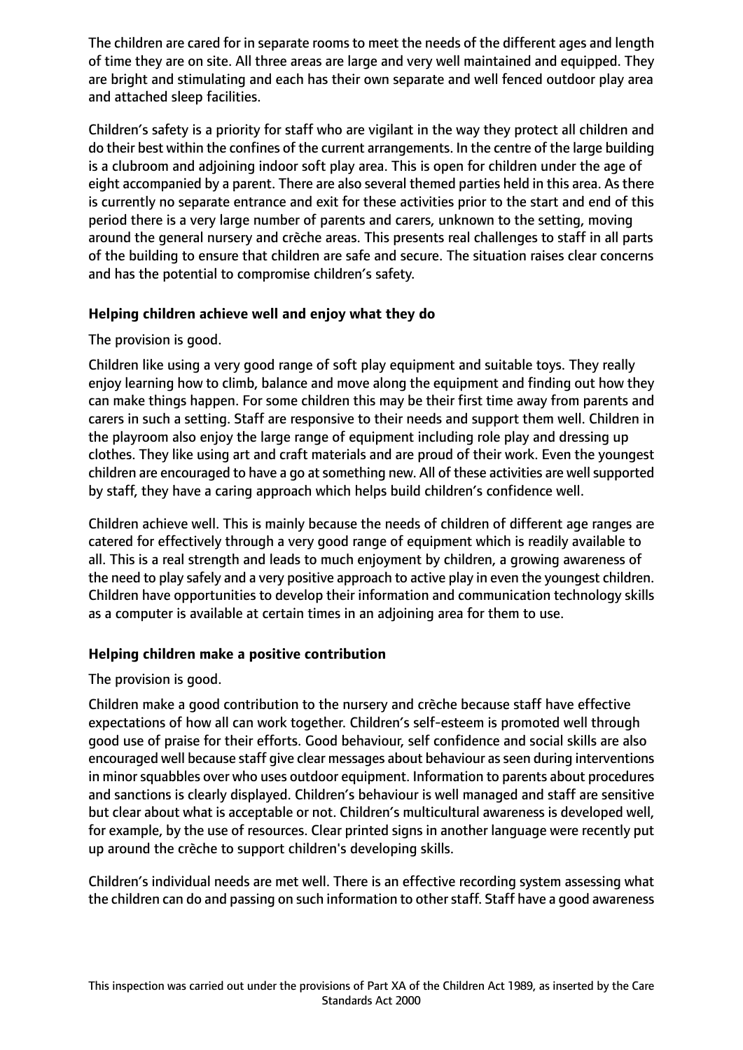The children are cared for in separate rooms to meet the needs of the different ages and length of time they are on site. All three areas are large and very well maintained and equipped. They are bright and stimulating and each has their own separate and well fenced outdoor play area and attached sleep facilities.

Children's safety is a priority for staff who are vigilant in the way they protect all children and do their best within the confines of the current arrangements. In the centre of the large building is a clubroom and adjoining indoor soft play area. This is open for children under the age of eight accompanied by a parent. There are also several themed parties held in this area. As there is currently no separate entrance and exit for these activities prior to the start and end of this period there is a very large number of parents and carers, unknown to the setting, moving around the general nursery and crèche areas. This presents real challenges to staff in all parts of the building to ensure that children are safe and secure. The situation raises clear concerns and has the potential to compromise children's safety.

### Helping children achieve well and enjoy what they do

The provision is good.

Children like using a very good range of soft play equipment and suitable toys. They really enjoy learning how to climb, balance and move along the equipment and finding out how they can make things happen. For some children this may be their first time away from parents and carers in such a setting. Staff are responsive to their needs and support them well. Children in the playroom also enjoy the large range of equipment including role play and dressing up clothes. They like using art and craft materials and are proud of their work. Even the youngest children are encouraged to have a go at something new. All of these activities are well supported by staff, they have a caring approach which helps build children's confidence well.

Children achieve well. This is mainly because the needs of children of different age ranges are catered for effectively through a very good range of equipment which is readily available to all. This is a real strength and leads to much enjoyment by children, a growing awareness of the need to play safely and a very positive approach to active play in even the youngest children. Children have opportunities to develop their information and communication technology skills as a computer is available at certain times in an adjoining area for them to use.

### Helping children make a positive contribution

The provision is good.

Children make a good contribution to the nursery and crèche because staff have effective expectations of how all can work together. Children's self-esteem is promoted well through good use of praise for their efforts. Good behaviour, self confidence and social skills are also encouraged well because staff give clear messages about behaviour as seen during interventions in minor squabbles over who uses outdoor equipment. Information to parents about procedures and sanctions is clearly displayed. Children's behaviour is well managed and staff are sensitive but clear about what is acceptable or not. Children's multicultural awareness is developed well, for example, by the use of resources. Clear printed signs in another language were recently put up around the crèche to support children's developing skills.

Children's individual needs are met well. There is an effective recording system assessing what the children can do and passing on such information to other staff. Staff have a good awareness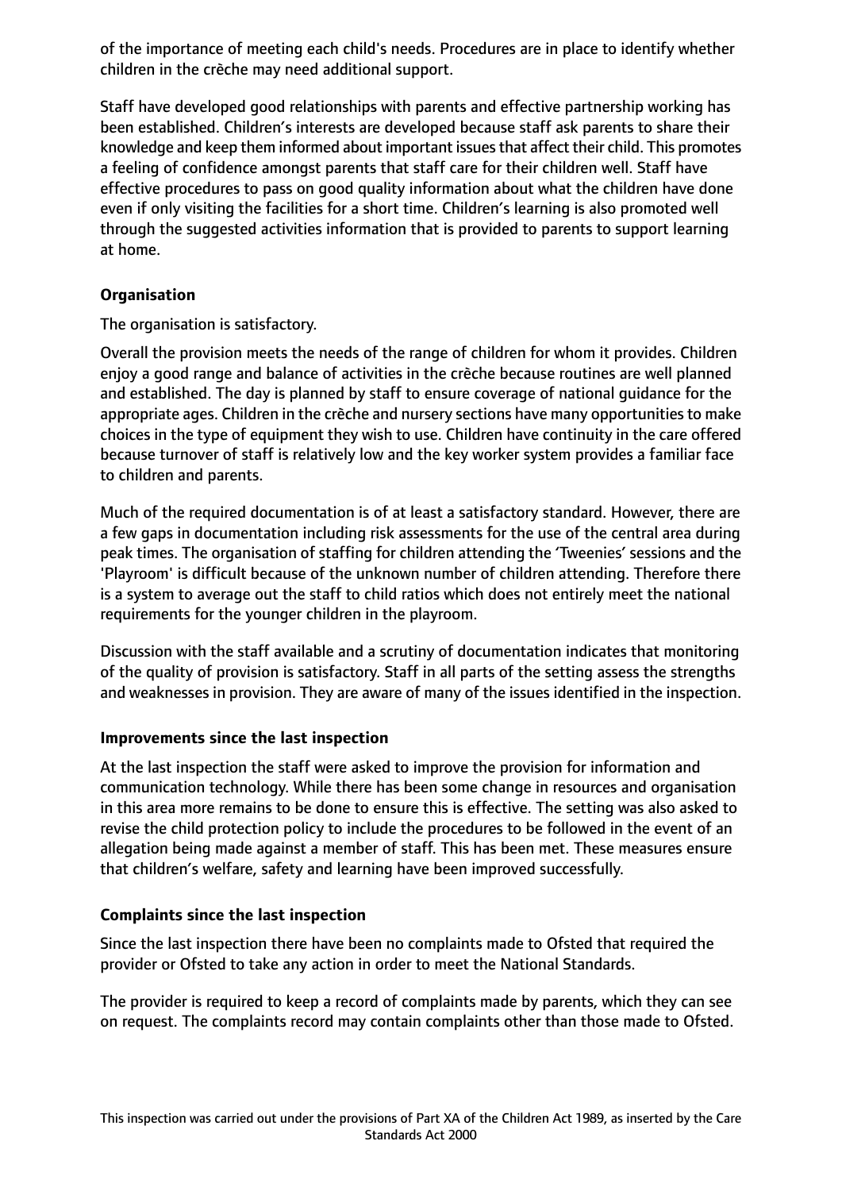of the importance of meeting each child's needs. Procedures are in place to identify whether children in the crèche may need additional support.

Staff have developed good relationships with parents and effective partnership working has been established. Children's interests are developed because staff ask parents to share their knowledge and keep them informed about important issues that affect their child. This promotes a feeling of confidence amongst parents that staff care for their children well. Staff have effective procedures to pass on good quality information about what the children have done even if only visiting the facilities for a short time. Children's learning is also promoted well through the suggested activities information that is provided to parents to support learning at home.

**Organisation**

The organisation is satisfactory.

Overall the provision meets the needs of the range of children for whom it provides. Children enjoy a good range and balance of activities in the crèche because routines are well planned and established. The day is planned by staff to ensure coverage of national guidance for the appropriate ages. Children in the crèche and nursery sections have many opportunities to make choices in the type of equipment they wish to use. Children have continuity in the care offered because turnover of staff is relatively low and the key worker system provides a familiar face to children and parents.

Much of the required documentation is of at least a satisfactory standard. However, there are a few gaps in documentation including risk assessments for the use of the central area during peak times. The organisation of staffing for children attending the 'Tweenies' sessions and the 'Playroom' is difficult because of the unknown number of children attending. Therefore there is a system to average out the staff to child ratios which does not entirely meet the national requirements for the younger children in the playroom.

Discussion with the staff available and a scrutiny of documentation indicates that monitoring of the quality of provision is satisfactory. Staff in all parts of the setting assess the strengths and weaknesses in provision. They are aware of many of the issues identified in the inspection.

**Improvements since the last inspection**

At the last inspection the staff were asked to improve the provision for information and communication technology. While there has been some change in resources and organisation in this area more remains to be done to ensure this is effective. The setting was also asked to revise the child protection policy to include the procedures to be followed in the event of an allegation being made against a member of staff. This has been met. These measures ensure that children's welfare, safety and learning have been improved successfully.

**Complaints since the last inspection**

Since the last inspection there have been no complaints made to Ofsted that required the provider or Ofsted to take any action in order to meet the National Standards.

The provider is required to keep a record of complaints made by parents, which they can see on request. The complaints record may contain complaints other than those made to Ofsted.

This inspection was carried out under the provisions of Part XA of the Children Act 1989, as inserted by the Care Standards Act 2000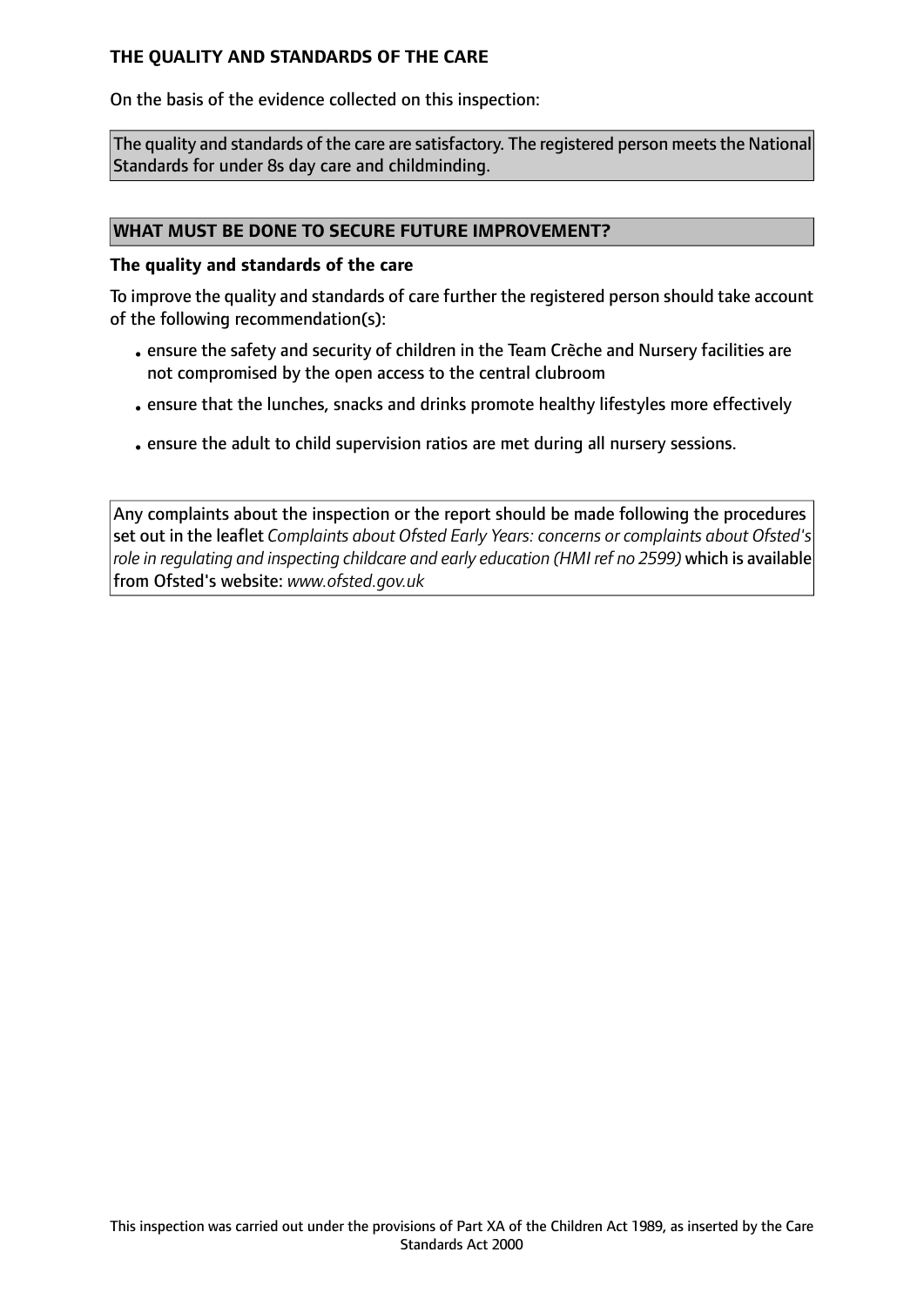## THE QUALITY AND STANDARDS OF THE CARE

On the basis of the evidence collected on this inspection:

The quality and standards of the care are satisfactory. The registered person meets the National Standards for under 8s day care and childminding.

## WHAT MUST BE DONE TO SECURE FUTURE IMPROVEMENT?

### The quality and standards of the care

To improve the quality and standards of care further the registered person should take account of the following recommendation(s):

- ensure the safety and security of children in the Team Crèche and Nursery facilities are not compromised by the open access to the central clubroom
- ensure that the lunches, snacks and drinks promote healthy lifestyles more effectively
- ensure the adult to child supervision ratios are met during all nursery sessions.

Any complaints about the inspection or the report should be made following the procedures set out in the leaflet *Complaints about Ofsted Early Years: concerns or complaints about Ofsted's role in regulating and inspecting childcare and early education (HMI ref no 2599)* which is available from Ofsted's website: *www.ofsted.gov.uk*

This inspection was carried out under the provisions of Part XA of the Children Act 1989, as inserted by the Care Standards Act 2000